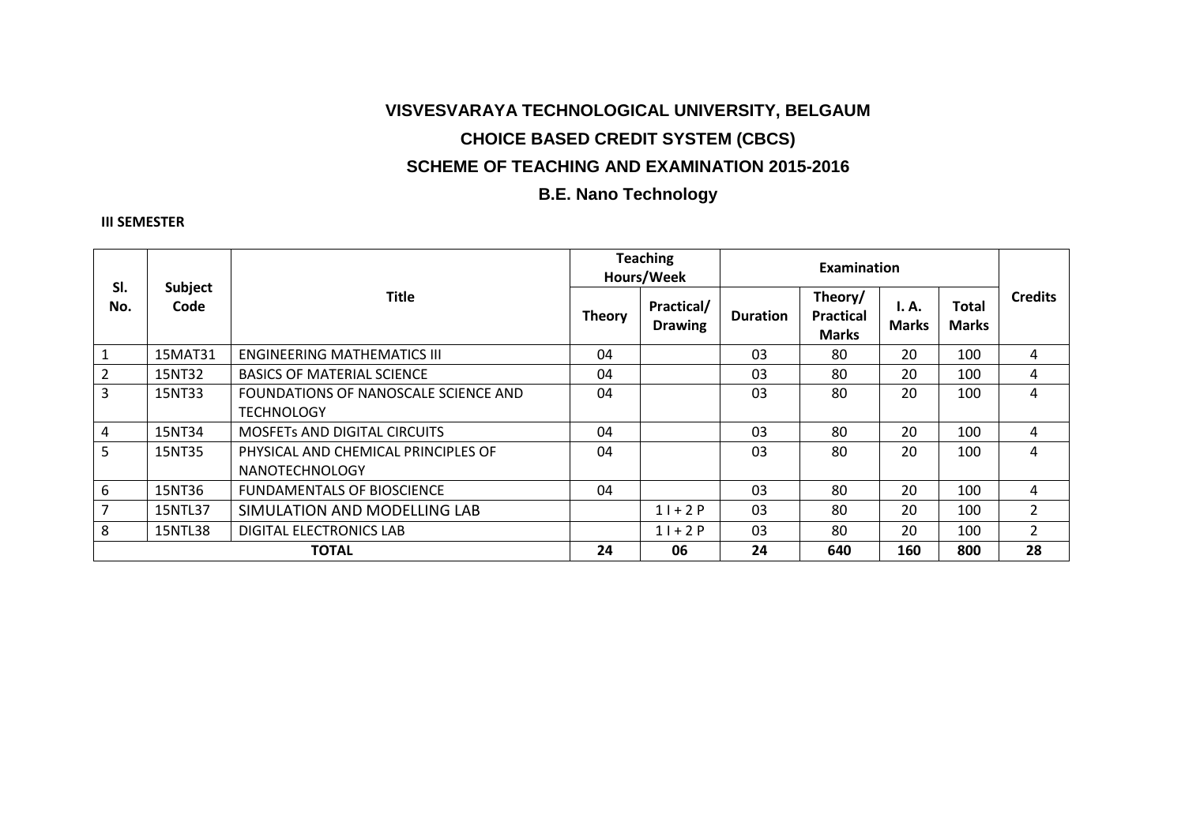# VISVESVARAYA TECHNOLOGICAL UNIVERSITY, BELGAUM

## CHOICE BASED CREDIT SYSTEM (CBCS)

## SCHEME OF TEACHING AND EXAMINATION 2015-2016

## B.E. Nano Technology

**III SEMESTER**

| Sl. No. | Subject Code | Title | Teaching Hours/Week | | Examination | | | | Credits |
|---|---|---|---|---|---|---|---|---|---|
| | | | Theory | Practical/ Drawing | Duration | Theory/ Practical Marks | I. A. Marks | Total Marks | |
| 1 | 15MAT31 | ENGINEERING MATHEMATICS III | 04 | | 03 | 80 | 20 | 100 | 4 |
| 2 | 15NT32 | BASICS OF MATERIAL SCIENCE | 04 | | 03 | 80 | 20 | 100 | 4 |
| 3 | 15NT33 | FOUNDATIONS OF NANOSCALE SCIENCE AND TECHNOLOGY | 04 | | 03 | 80 | 20 | 100 | 4 |
| 4 | 15NT34 | MOSFETs AND DIGITAL CIRCUITS | 04 | | 03 | 80 | 20 | 100 | 4 |
| 5 | 15NT35 | PHYSICAL AND CHEMICAL PRINCIPLES OF NANOTECHNOLOGY | 04 | | 03 | 80 | 20 | 100 | 4 |
| 6 | 15NT36 | FUNDAMENTALS OF BIOSCIENCE | 04 | | 03 | 80 | 20 | 100 | 4 |
| 7 | 15NTL37 | SIMULATION AND MODELLING LAB | | 1 I + 2 P | 03 | 80 | 20 | 100 | 2 |
| 8 | 15NTL38 | DIGITAL ELECTRONICS LAB | | 1 I + 2 P | 03 | 80 | 20 | 100 | 2 |
| **TOTAL** | | | **24** | **06** | **24** | **640** | **160** | **800** | **28** |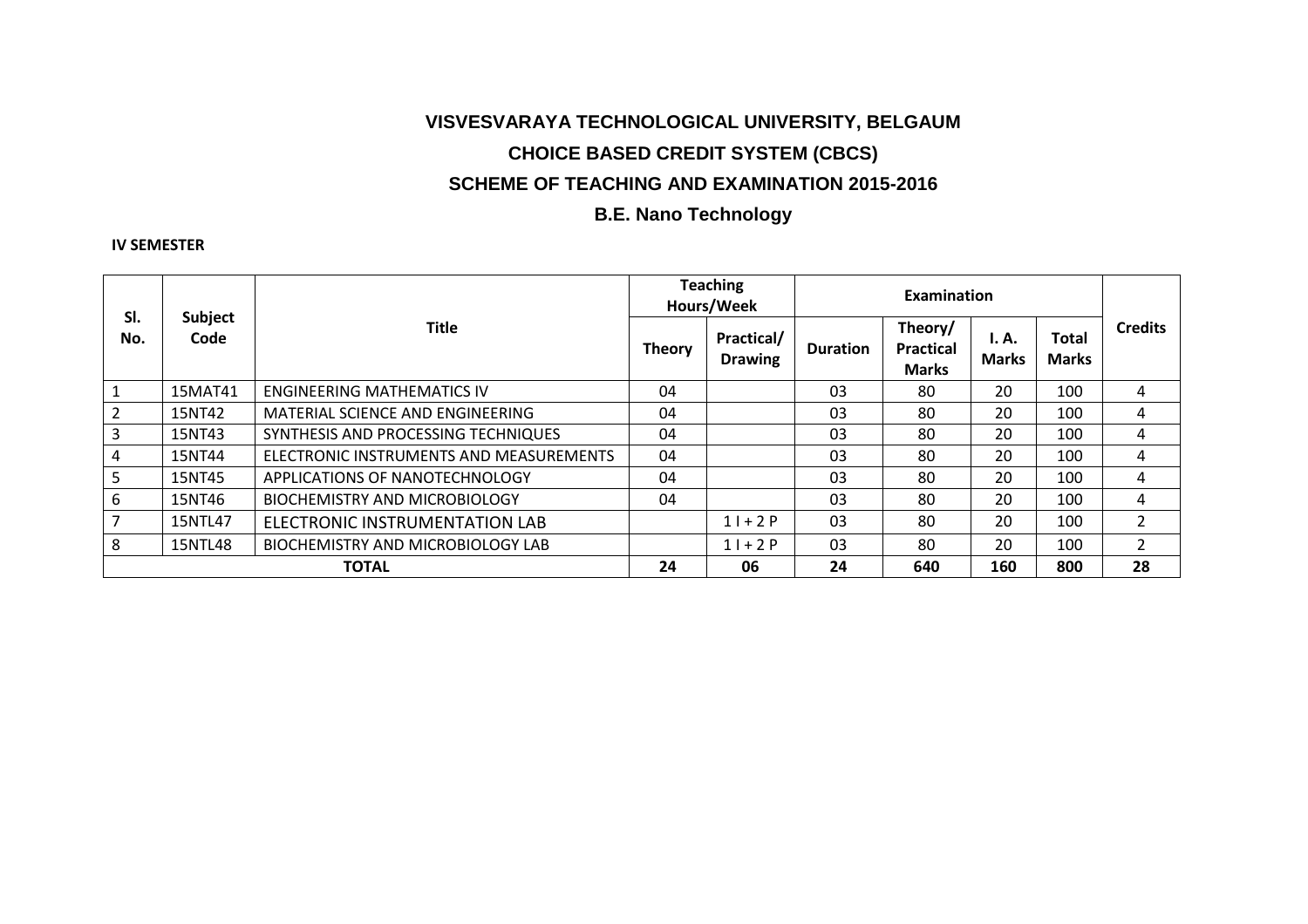# VISVESVARAYA TECHNOLOGICAL UNIVERSITY, BELGAUM

## CHOICE BASED CREDIT SYSTEM (CBCS)

## SCHEME OF TEACHING AND EXAMINATION 2015-2016

## B.E. Nano Technology

**IV SEMESTER**

| Sl. No. | Subject Code | Title | Teaching Hours/Week | | Examination | | | | Credits |
|---|---|---|---|---|---|---|---|---|---|
| | | | Theory | Practical/ Drawing | Duration | Theory/ Practical Marks | I. A. Marks | Total Marks | |
| 1 | 15MAT41 | ENGINEERING MATHEMATICS IV | 04 | | 03 | 80 | 20 | 100 | 4 |
| 2 | 15NT42 | MATERIAL SCIENCE AND ENGINEERING | 04 | | 03 | 80 | 20 | 100 | 4 |
| 3 | 15NT43 | SYNTHESIS AND PROCESSING TECHNIQUES | 04 | | 03 | 80 | 20 | 100 | 4 |
| 4 | 15NT44 | ELECTRONIC INSTRUMENTS AND MEASUREMENTS | 04 | | 03 | 80 | 20 | 100 | 4 |
| 5 | 15NT45 | APPLICATIONS OF NANOTECHNOLOGY | 04 | | 03 | 80 | 20 | 100 | 4 |
| 6 | 15NT46 | BIOCHEMISTRY AND MICROBIOLOGY | 04 | | 03 | 80 | 20 | 100 | 4 |
| 7 | 15NTL47 | ELECTRONIC INSTRUMENTATION LAB | | 1 I + 2 P | 03 | 80 | 20 | 100 | 2 |
| 8 | 15NTL48 | BIOCHEMISTRY AND MICROBIOLOGY LAB | | 1 I + 2 P | 03 | 80 | 20 | 100 | 2 |
| **TOTAL** | | | **24** | **06** | **24** | **640** | **160** | **800** | **28** |